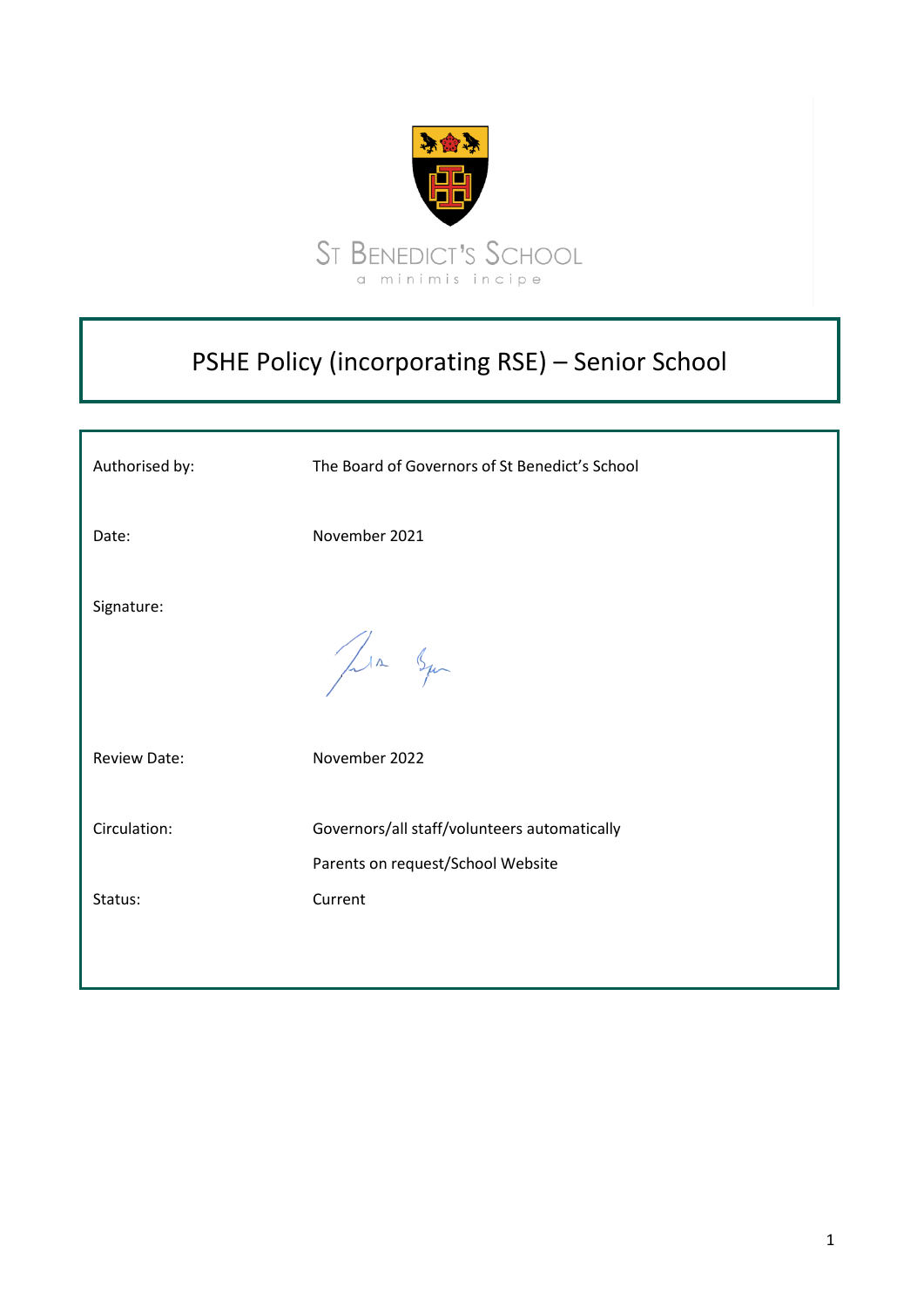St Benedict's School

a minimis incipe

# PSHE Policy (incorporating RSE) – Senior School

| | |
|---|---|
| Authorised by: | The Board of Governors of St Benedict's School |
| Date: | November 2021 |
| Signature: | |
| Review Date: | November 2022 |
| Circulation: | Governors/all staff/volunteers automatically<br>Parents on request/School Website |
| Status: | Current |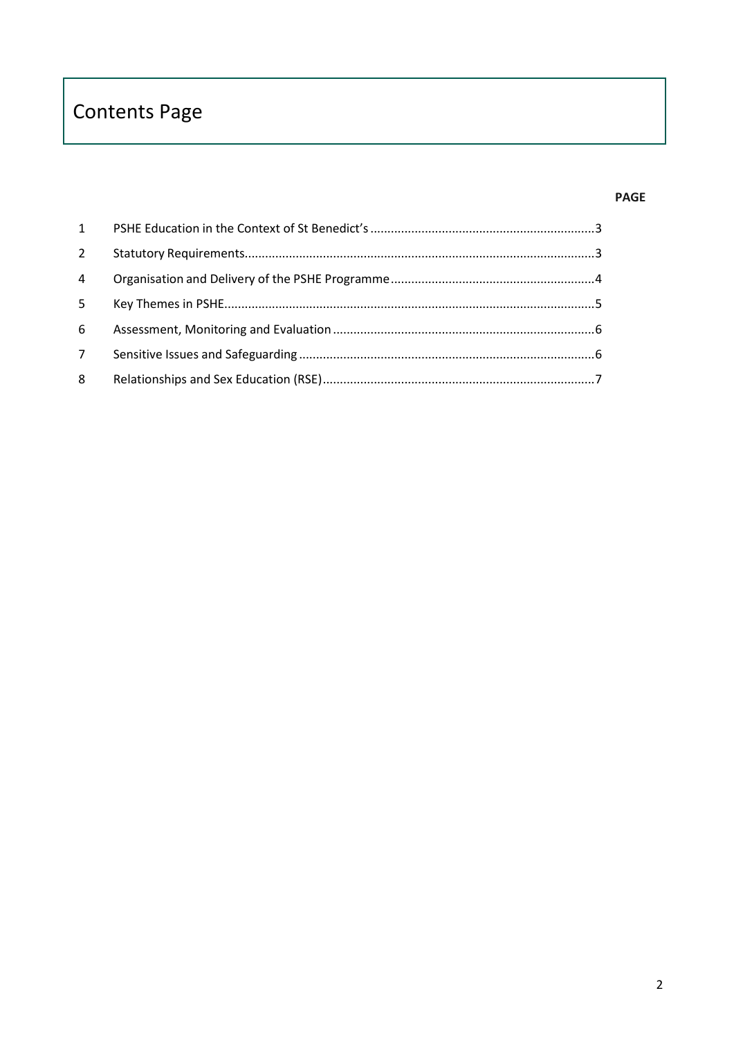# Contents Page

| | | PAGE |
|---|---|---|
| 1 | PSHE Education in the Context of St Benedict's | 3 |
| 2 | Statutory Requirements | 3 |
| 4 | Organisation and Delivery of the PSHE Programme | 4 |
| 5 | Key Themes in PSHE | 5 |
| 6 | Assessment, Monitoring and Evaluation | 6 |
| 7 | Sensitive Issues and Safeguarding | 6 |
| 8 | Relationships and Sex Education (RSE) | 7 |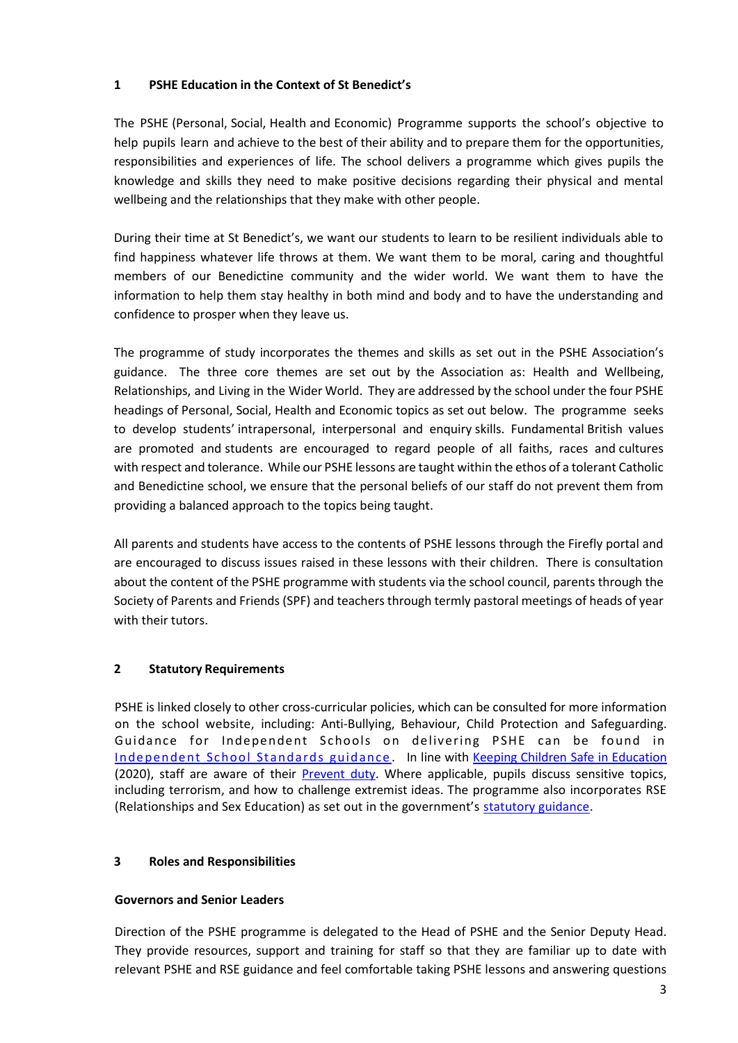## 1 PSHE Education in the Context of St Benedict's

The PSHE (Personal, Social, Health and Economic) Programme supports the school's objective to help pupils learn and achieve to the best of their ability and to prepare them for the opportunities, responsibilities and experiences of life. The school delivers a programme which gives pupils the knowledge and skills they need to make positive decisions regarding their physical and mental wellbeing and the relationships that they make with other people.

During their time at St Benedict's, we want our students to learn to be resilient individuals able to find happiness whatever life throws at them. We want them to be moral, caring and thoughtful members of our Benedictine community and the wider world. We want them to have the information to help them stay healthy in both mind and body and to have the understanding and confidence to prosper when they leave us.

The programme of study incorporates the themes and skills as set out in the PSHE Association's guidance. The three core themes are set out by the Association as: Health and Wellbeing, Relationships, and Living in the Wider World. They are addressed by the school under the four PSHE headings of Personal, Social, Health and Economic topics as set out below. The programme seeks to develop students' intrapersonal, interpersonal and enquiry skills. Fundamental British values are promoted and students are encouraged to regard people of all faiths, races and cultures with respect and tolerance. While our PSHE lessons are taught within the ethos of a tolerant Catholic and Benedictine school, we ensure that the personal beliefs of our staff do not prevent them from providing a balanced approach to the topics being taught.

All parents and students have access to the contents of PSHE lessons through the Firefly portal and are encouraged to discuss issues raised in these lessons with their children. There is consultation about the content of the PSHE programme with students via the school council, parents through the Society of Parents and Friends (SPF) and teachers through termly pastoral meetings of heads of year with their tutors.

## 2 Statutory Requirements

PSHE is linked closely to other cross-curricular policies, which can be consulted for more information on the school website, including: Anti-Bullying, Behaviour, Child Protection and Safeguarding. Guidance for Independent Schools on delivering PSHE can be found in Independent School Standards guidance. In line with Keeping Children Safe in Education (2020), staff are aware of their Prevent duty. Where applicable, pupils discuss sensitive topics, including terrorism, and how to challenge extremist ideas. The programme also incorporates RSE (Relationships and Sex Education) as set out in the government's statutory guidance.

## 3 Roles and Responsibilities

### Governors and Senior Leaders

Direction of the PSHE programme is delegated to the Head of PSHE and the Senior Deputy Head. They provide resources, support and training for staff so that they are familiar up to date with relevant PSHE and RSE guidance and feel comfortable taking PSHE lessons and answering questions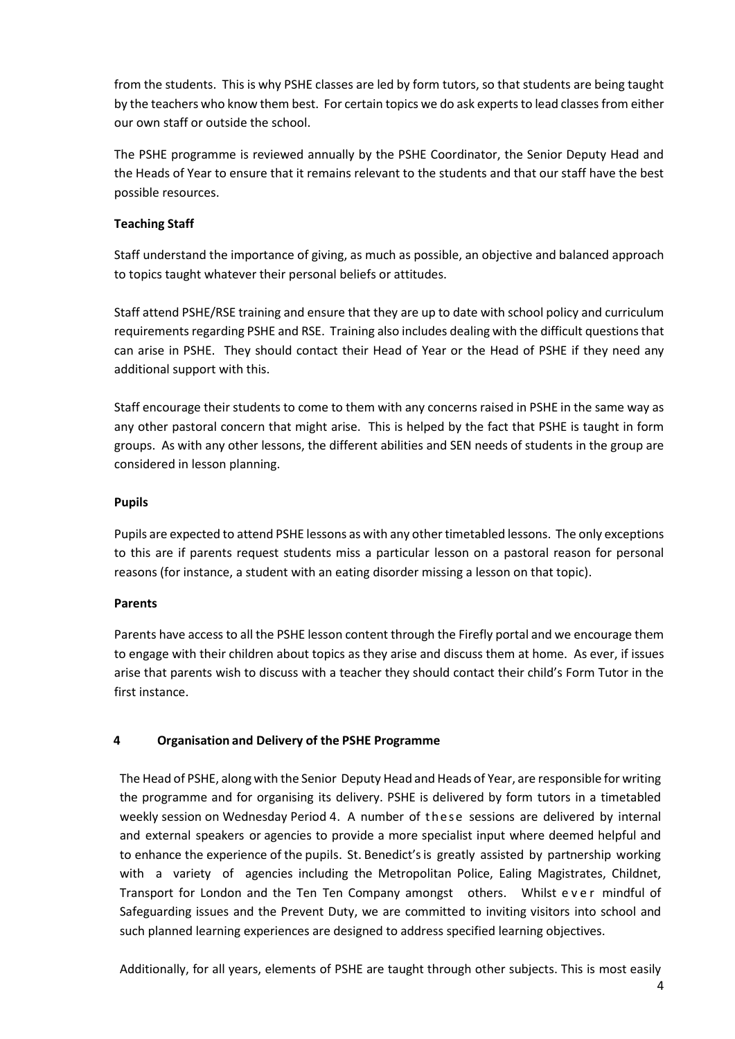from the students. This is why PSHE classes are led by form tutors, so that students are being taught by the teachers who know them best. For certain topics we do ask experts to lead classes from either our own staff or outside the school.

The PSHE programme is reviewed annually by the PSHE Coordinator, the Senior Deputy Head and the Heads of Year to ensure that it remains relevant to the students and that our staff have the best possible resources.

**Teaching Staff**

Staff understand the importance of giving, as much as possible, an objective and balanced approach to topics taught whatever their personal beliefs or attitudes.

Staff attend PSHE/RSE training and ensure that they are up to date with school policy and curriculum requirements regarding PSHE and RSE. Training also includes dealing with the difficult questions that can arise in PSHE. They should contact their Head of Year or the Head of PSHE if they need any additional support with this.

Staff encourage their students to come to them with any concerns raised in PSHE in the same way as any other pastoral concern that might arise. This is helped by the fact that PSHE is taught in form groups. As with any other lessons, the different abilities and SEN needs of students in the group are considered in lesson planning.

**Pupils**

Pupils are expected to attend PSHE lessons as with any other timetabled lessons. The only exceptions to this are if parents request students miss a particular lesson on a pastoral reason for personal reasons (for instance, a student with an eating disorder missing a lesson on that topic).

**Parents**

Parents have access to all the PSHE lesson content through the Firefly portal and we encourage them to engage with their children about topics as they arise and discuss them at home. As ever, if issues arise that parents wish to discuss with a teacher they should contact their child's Form Tutor in the first instance.

## 4 Organisation and Delivery of the PSHE Programme

The Head of PSHE, along with the Senior Deputy Head and Heads of Year, are responsible for writing the programme and for organising its delivery. PSHE is delivered by form tutors in a timetabled weekly session on Wednesday Period 4. A number of these sessions are delivered by internal and external speakers or agencies to provide a more specialist input where deemed helpful and to enhance the experience of the pupils. St. Benedict's is greatly assisted by partnership working with a variety of agencies including the Metropolitan Police, Ealing Magistrates, Childnet, Transport for London and the Ten Ten Company amongst others. Whilst ever mindful of Safeguarding issues and the Prevent Duty, we are committed to inviting visitors into school and such planned learning experiences are designed to address specified learning objectives.

Additionally, for all years, elements of PSHE are taught through other subjects. This is most easily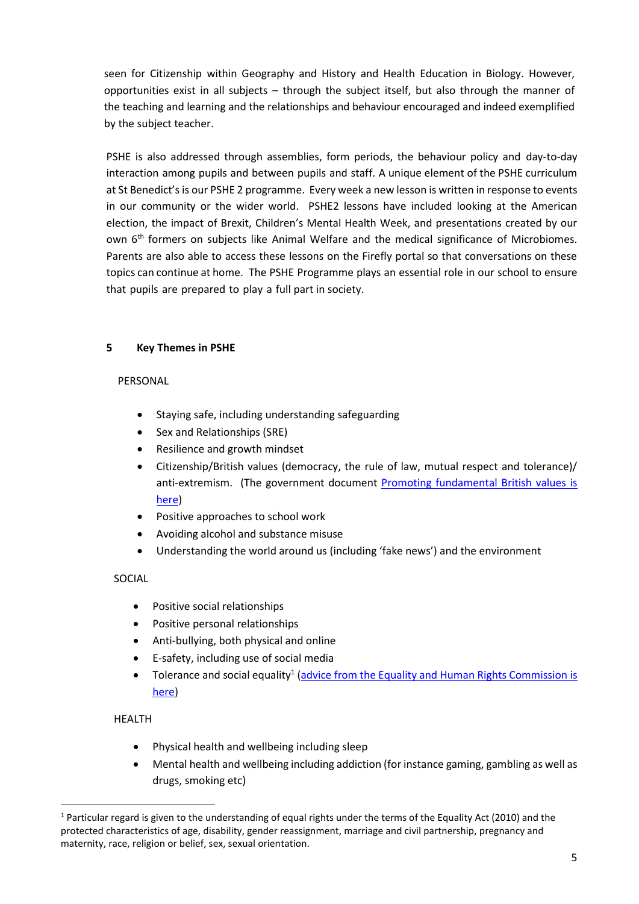seen for Citizenship within Geography and History and Health Education in Biology. However, opportunities exist in all subjects – through the subject itself, but also through the manner of the teaching and learning and the relationships and behaviour encouraged and indeed exemplified by the subject teacher.

PSHE is also addressed through assemblies, form periods, the behaviour policy and day-to-day interaction among pupils and between pupils and staff. A unique element of the PSHE curriculum at St Benedict's is our PSHE 2 programme. Every week a new lesson is written in response to events in our community or the wider world. PSHE2 lessons have included looking at the American election, the impact of Brexit, Children's Mental Health Week, and presentations created by our own 6th formers on subjects like Animal Welfare and the medical significance of Microbiomes. Parents are also able to access these lessons on the Firefly portal so that conversations on these topics can continue at home. The PSHE Programme plays an essential role in our school to ensure that pupils are prepared to play a full part in society.

## 5 Key Themes in PSHE

PERSONAL

- Staying safe, including understanding safeguarding
- Sex and Relationships (SRE)
- Resilience and growth mindset
- Citizenship/British values (democracy, the rule of law, mutual respect and tolerance)/ anti-extremism. (The government document Promoting fundamental British values is here)
- Positive approaches to school work
- Avoiding alcohol and substance misuse
- Understanding the world around us (including 'fake news') and the environment

SOCIAL

- Positive social relationships
- Positive personal relationships
- Anti-bullying, both physical and online
- E-safety, including use of social media
- Tolerance and social equality[1] (advice from the Equality and Human Rights Commission is here)

HEALTH

- Physical health and wellbeing including sleep
- Mental health and wellbeing including addiction (for instance gaming, gambling as well as drugs, smoking etc)

---

[1] Particular regard is given to the understanding of equal rights under the terms of the Equality Act (2010) and the protected characteristics of age, disability, gender reassignment, marriage and civil partnership, pregnancy and maternity, race, religion or belief, sex, sexual orientation.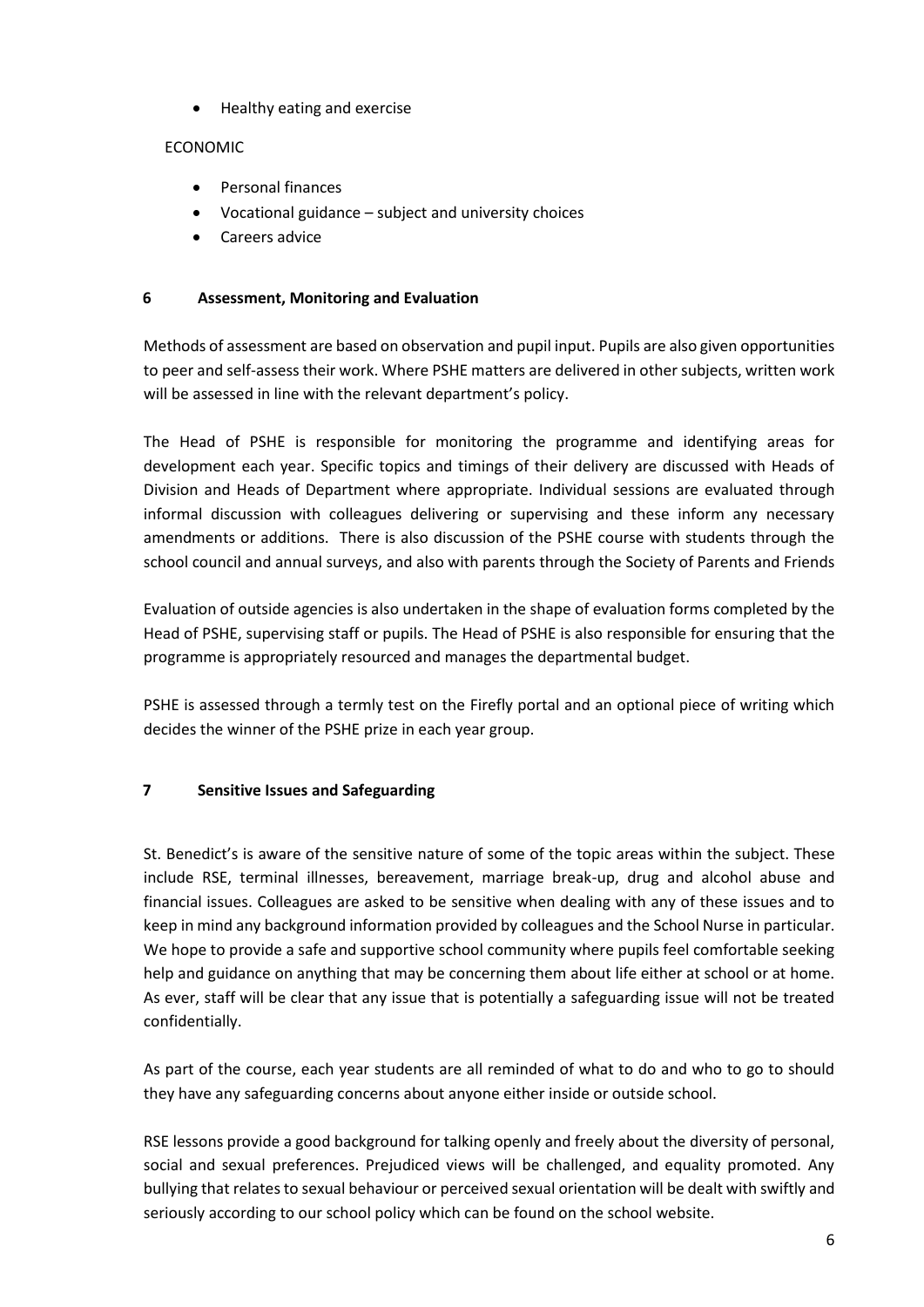- Healthy eating and exercise

ECONOMIC

- Personal finances
- Vocational guidance – subject and university choices
- Careers advice

## 6 Assessment, Monitoring and Evaluation

Methods of assessment are based on observation and pupil input. Pupils are also given opportunities to peer and self-assess their work. Where PSHE matters are delivered in other subjects, written work will be assessed in line with the relevant department's policy.

The Head of PSHE is responsible for monitoring the programme and identifying areas for development each year. Specific topics and timings of their delivery are discussed with Heads of Division and Heads of Department where appropriate. Individual sessions are evaluated through informal discussion with colleagues delivering or supervising and these inform any necessary amendments or additions. There is also discussion of the PSHE course with students through the school council and annual surveys, and also with parents through the Society of Parents and Friends

Evaluation of outside agencies is also undertaken in the shape of evaluation forms completed by the Head of PSHE, supervising staff or pupils. The Head of PSHE is also responsible for ensuring that the programme is appropriately resourced and manages the departmental budget.

PSHE is assessed through a termly test on the Firefly portal and an optional piece of writing which decides the winner of the PSHE prize in each year group.

## 7 Sensitive Issues and Safeguarding

St. Benedict's is aware of the sensitive nature of some of the topic areas within the subject. These include RSE, terminal illnesses, bereavement, marriage break-up, drug and alcohol abuse and financial issues. Colleagues are asked to be sensitive when dealing with any of these issues and to keep in mind any background information provided by colleagues and the School Nurse in particular. We hope to provide a safe and supportive school community where pupils feel comfortable seeking help and guidance on anything that may be concerning them about life either at school or at home. As ever, staff will be clear that any issue that is potentially a safeguarding issue will not be treated confidentially.

As part of the course, each year students are all reminded of what to do and who to go to should they have any safeguarding concerns about anyone either inside or outside school.

RSE lessons provide a good background for talking openly and freely about the diversity of personal, social and sexual preferences. Prejudiced views will be challenged, and equality promoted. Any bullying that relates to sexual behaviour or perceived sexual orientation will be dealt with swiftly and seriously according to our school policy which can be found on the school website.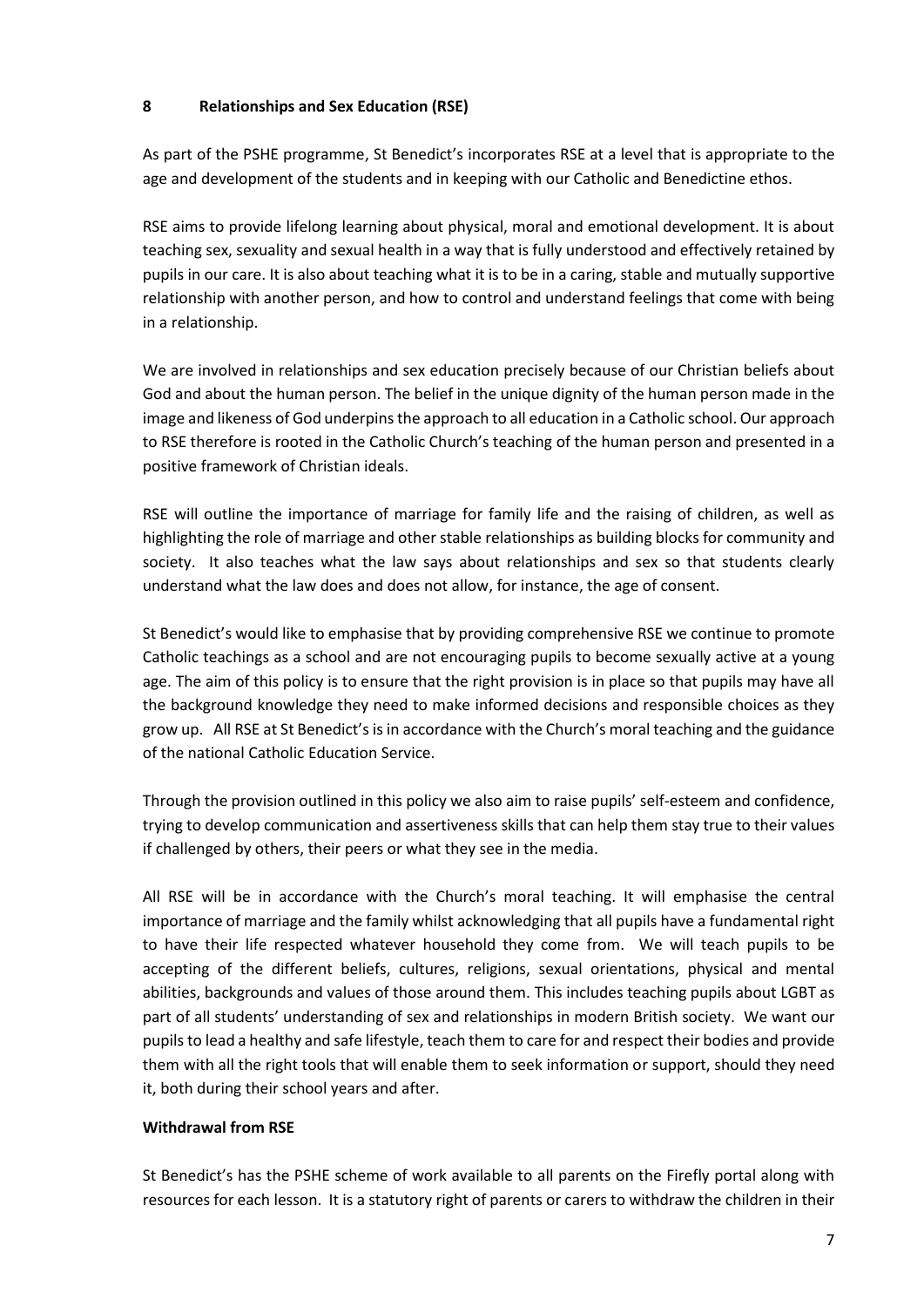## 8 Relationships and Sex Education (RSE)

As part of the PSHE programme, St Benedict's incorporates RSE at a level that is appropriate to the age and development of the students and in keeping with our Catholic and Benedictine ethos.

RSE aims to provide lifelong learning about physical, moral and emotional development. It is about teaching sex, sexuality and sexual health in a way that is fully understood and effectively retained by pupils in our care. It is also about teaching what it is to be in a caring, stable and mutually supportive relationship with another person, and how to control and understand feelings that come with being in a relationship.

We are involved in relationships and sex education precisely because of our Christian beliefs about God and about the human person. The belief in the unique dignity of the human person made in the image and likeness of God underpins the approach to all education in a Catholic school. Our approach to RSE therefore is rooted in the Catholic Church's teaching of the human person and presented in a positive framework of Christian ideals.

RSE will outline the importance of marriage for family life and the raising of children, as well as highlighting the role of marriage and other stable relationships as building blocks for community and society. It also teaches what the law says about relationships and sex so that students clearly understand what the law does and does not allow, for instance, the age of consent.

St Benedict's would like to emphasise that by providing comprehensive RSE we continue to promote Catholic teachings as a school and are not encouraging pupils to become sexually active at a young age. The aim of this policy is to ensure that the right provision is in place so that pupils may have all the background knowledge they need to make informed decisions and responsible choices as they grow up. All RSE at St Benedict's is in accordance with the Church's moral teaching and the guidance of the national Catholic Education Service.

Through the provision outlined in this policy we also aim to raise pupils' self-esteem and confidence, trying to develop communication and assertiveness skills that can help them stay true to their values if challenged by others, their peers or what they see in the media.

All RSE will be in accordance with the Church's moral teaching. It will emphasise the central importance of marriage and the family whilst acknowledging that all pupils have a fundamental right to have their life respected whatever household they come from. We will teach pupils to be accepting of the different beliefs, cultures, religions, sexual orientations, physical and mental abilities, backgrounds and values of those around them. This includes teaching pupils about LGBT as part of all students' understanding of sex and relationships in modern British society. We want our pupils to lead a healthy and safe lifestyle, teach them to care for and respect their bodies and provide them with all the right tools that will enable them to seek information or support, should they need it, both during their school years and after.

### Withdrawal from RSE

St Benedict's has the PSHE scheme of work available to all parents on the Firefly portal along with resources for each lesson. It is a statutory right of parents or carers to withdraw the children in their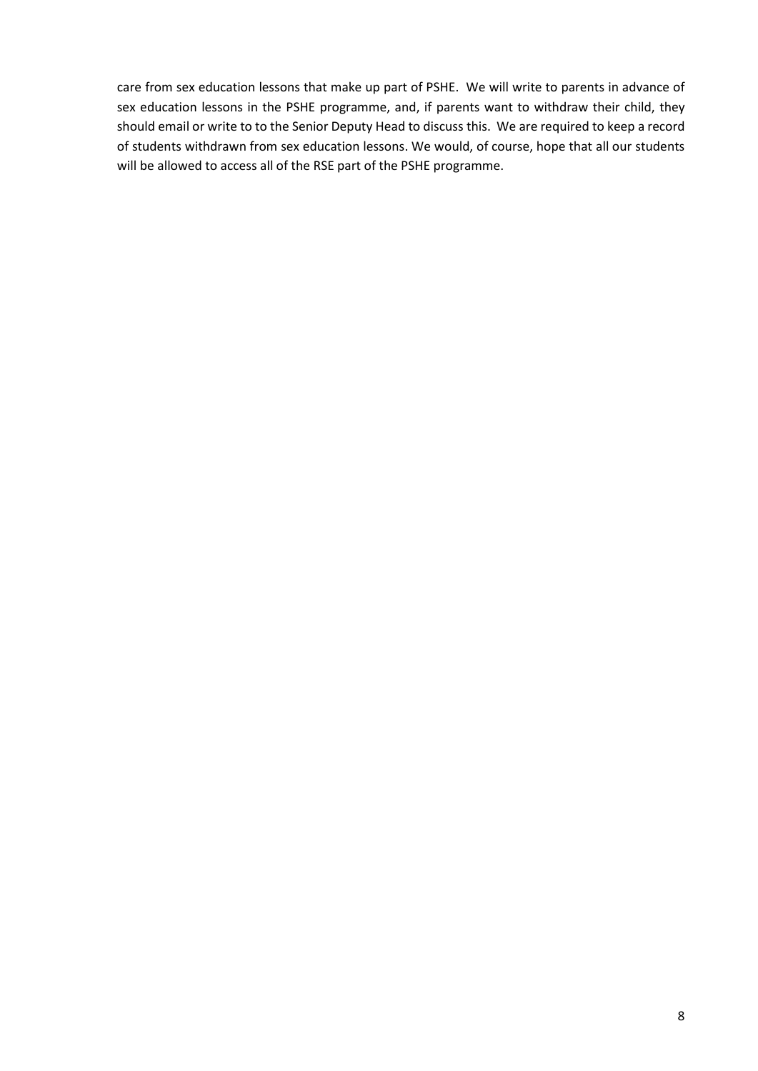care from sex education lessons that make up part of PSHE. We will write to parents in advance of sex education lessons in the PSHE programme, and, if parents want to withdraw their child, they should email or write to to the Senior Deputy Head to discuss this. We are required to keep a record of students withdrawn from sex education lessons. We would, of course, hope that all our students will be allowed to access all of the RSE part of the PSHE programme.